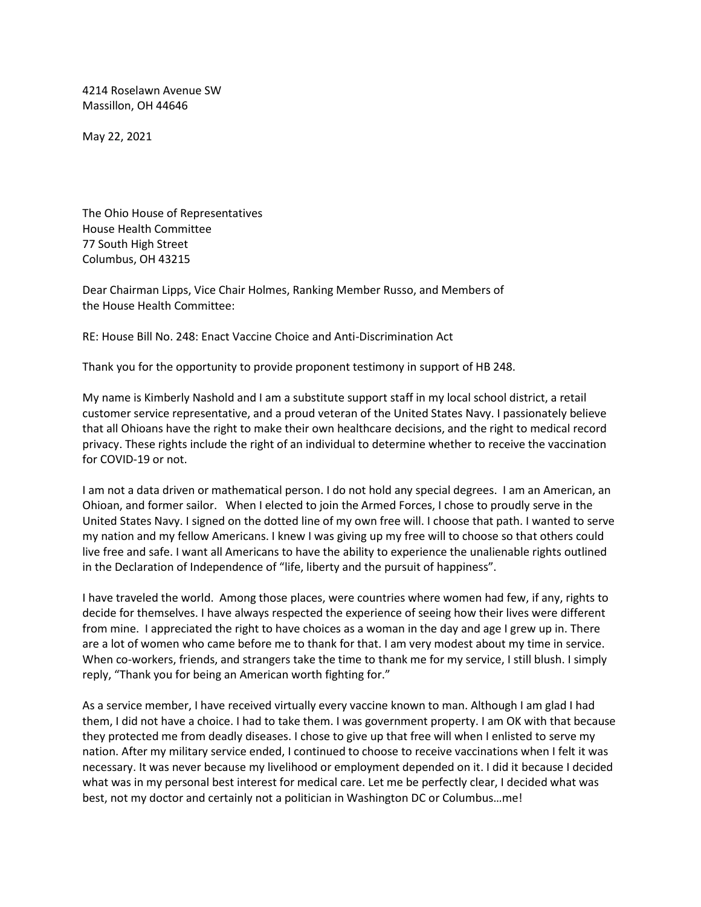4214 Roselawn Avenue SW
Massillon, OH 44646

May 22, 2021

The Ohio House of Representatives
House Health Committee
77 South High Street
Columbus, OH 43215

Dear Chairman Lipps, Vice Chair Holmes, Ranking Member Russo, and Members of the House Health Committee:

RE: House Bill No. 248: Enact Vaccine Choice and Anti-Discrimination Act

Thank you for the opportunity to provide proponent testimony in support of HB 248.

My name is Kimberly Nashold and I am a substitute support staff in my local school district, a retail customer service representative, and a proud veteran of the United States Navy. I passionately believe that all Ohioans have the right to make their own healthcare decisions, and the right to medical record privacy. These rights include the right of an individual to determine whether to receive the vaccination for COVID-19 or not.

I am not a data driven or mathematical person. I do not hold any special degrees. I am an American, an Ohioan, and former sailor. When I elected to join the Armed Forces, I chose to proudly serve in the United States Navy. I signed on the dotted line of my own free will. I choose that path. I wanted to serve my nation and my fellow Americans. I knew I was giving up my free will to choose so that others could live free and safe. I want all Americans to have the ability to experience the unalienable rights outlined in the Declaration of Independence of "life, liberty and the pursuit of happiness".

I have traveled the world. Among those places, were countries where women had few, if any, rights to decide for themselves. I have always respected the experience of seeing how their lives were different from mine. I appreciated the right to have choices as a woman in the day and age I grew up in. There are a lot of women who came before me to thank for that. I am very modest about my time in service. When co-workers, friends, and strangers take the time to thank me for my service, I still blush. I simply reply, "Thank you for being an American worth fighting for."

As a service member, I have received virtually every vaccine known to man. Although I am glad I had them, I did not have a choice. I had to take them. I was government property. I am OK with that because they protected me from deadly diseases. I chose to give up that free will when I enlisted to serve my nation. After my military service ended, I continued to choose to receive vaccinations when I felt it was necessary. It was never because my livelihood or employment depended on it. I did it because I decided what was in my personal best interest for medical care. Let me be perfectly clear, I decided what was best, not my doctor and certainly not a politician in Washington DC or Columbus…me!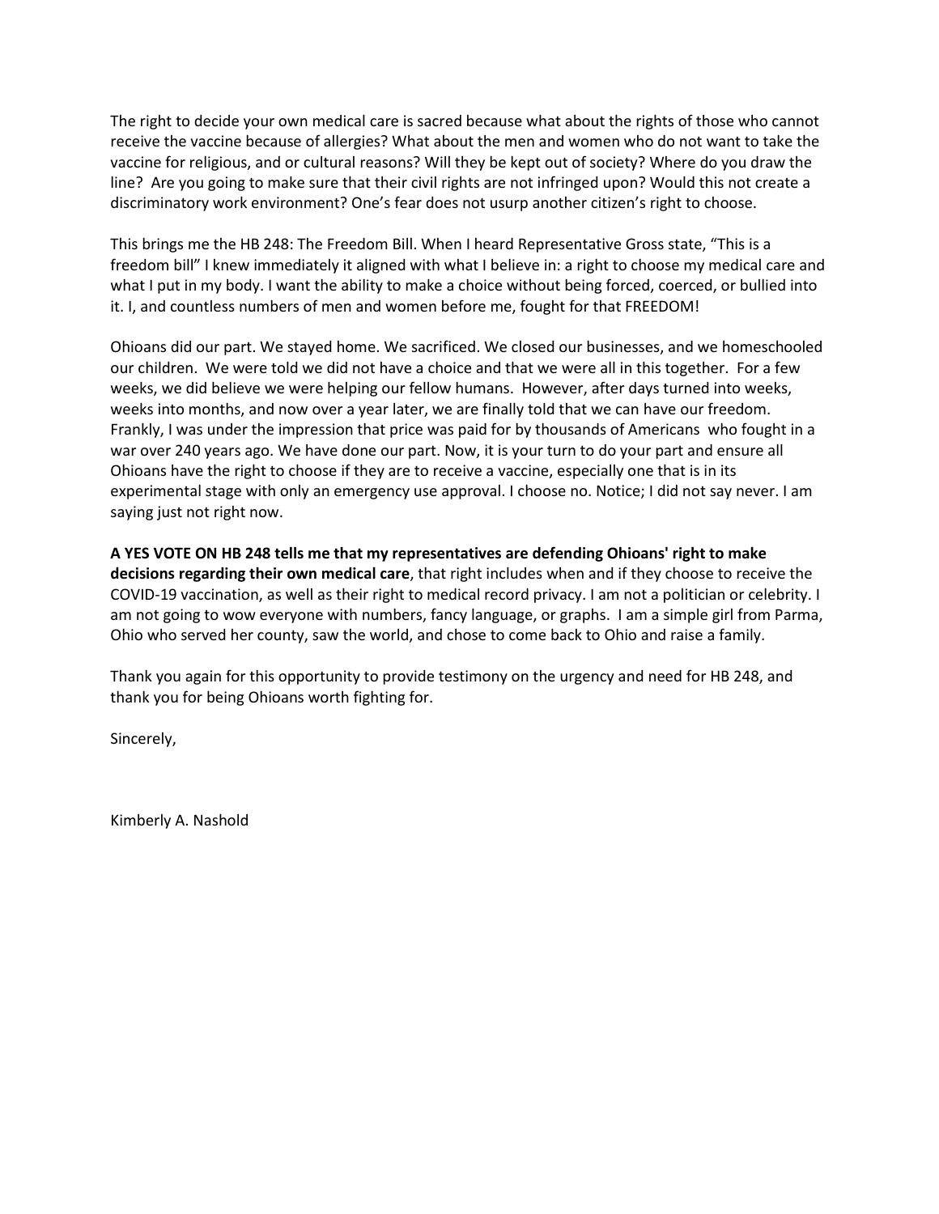The right to decide your own medical care is sacred because what about the rights of those who cannot receive the vaccine because of allergies? What about the men and women who do not want to take the vaccine for religious, and or cultural reasons? Will they be kept out of society? Where do you draw the line? Are you going to make sure that their civil rights are not infringed upon? Would this not create a discriminatory work environment? One's fear does not usurp another citizen's right to choose.

This brings me the HB 248: The Freedom Bill. When I heard Representative Gross state, "This is a freedom bill" I knew immediately it aligned with what I believe in: a right to choose my medical care and what I put in my body. I want the ability to make a choice without being forced, coerced, or bullied into it. I, and countless numbers of men and women before me, fought for that FREEDOM!

Ohioans did our part. We stayed home. We sacrificed. We closed our businesses, and we homeschooled our children. We were told we did not have a choice and that we were all in this together. For a few weeks, we did believe we were helping our fellow humans. However, after days turned into weeks, weeks into months, and now over a year later, we are finally told that we can have our freedom. Frankly, I was under the impression that price was paid for by thousands of Americans who fought in a war over 240 years ago. We have done our part. Now, it is your turn to do your part and ensure all Ohioans have the right to choose if they are to receive a vaccine, especially one that is in its experimental stage with only an emergency use approval. I choose no. Notice; I did not say never. I am saying just not right now.

**A YES VOTE ON HB 248 tells me that my representatives are defending Ohioans' right to make decisions regarding their own medical care**, that right includes when and if they choose to receive the COVID-19 vaccination, as well as their right to medical record privacy. I am not a politician or celebrity. I am not going to wow everyone with numbers, fancy language, or graphs. I am a simple girl from Parma, Ohio who served her county, saw the world, and chose to come back to Ohio and raise a family.

Thank you again for this opportunity to provide testimony on the urgency and need for HB 248, and thank you for being Ohioans worth fighting for.

Sincerely,

Kimberly A. Nashold